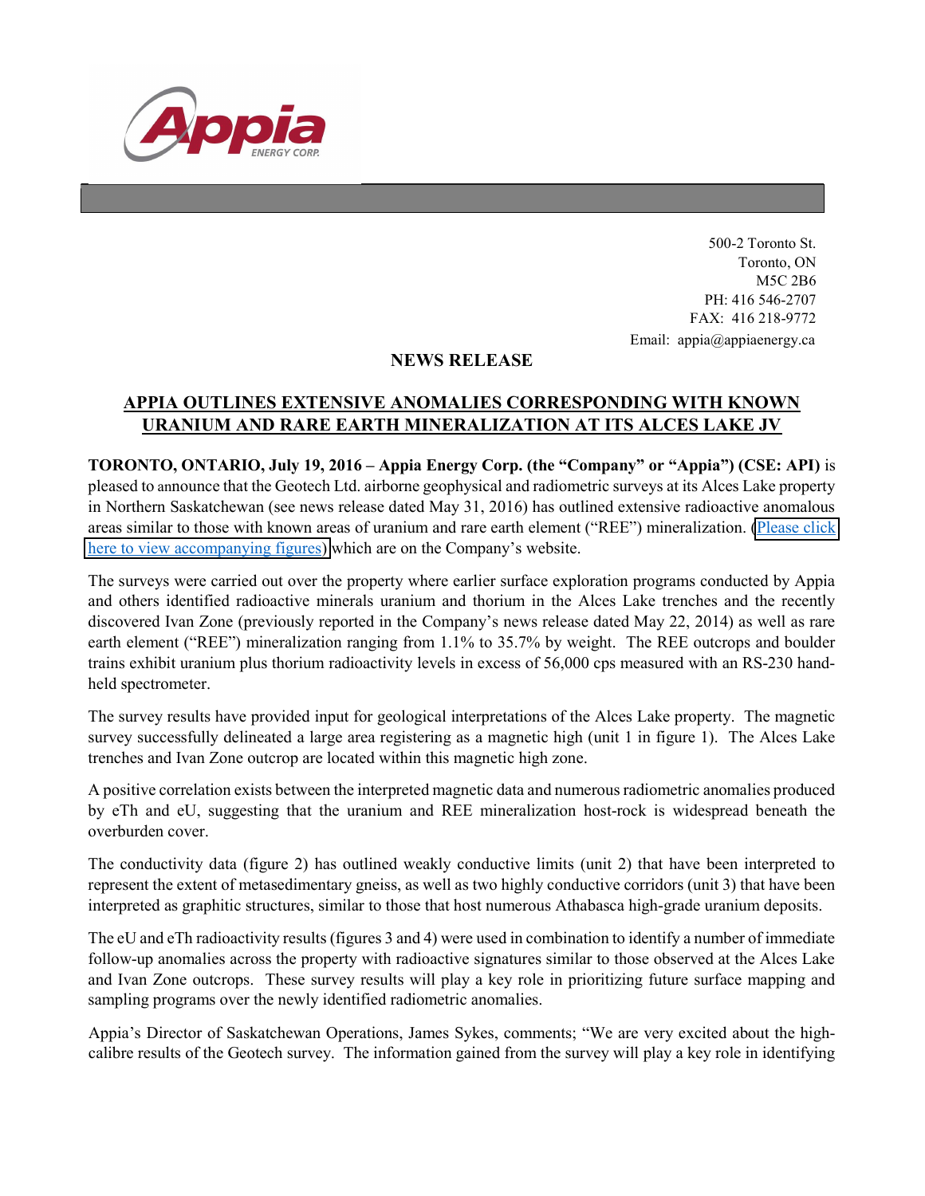500-2 Toronto St.
Toronto, ON
M5C 2B6
PH: 416 546-2707
FAX: 416 218-9772
Email: appia@appiaenergy.ca

**NEWS RELEASE**

## APPIA OUTLINES EXTENSIVE ANOMALIES CORRESPONDING WITH KNOWN URANIUM AND RARE EARTH MINERALIZATION AT ITS ALCES LAKE JV

**TORONTO, ONTARIO, July 19, 2016 – Appia Energy Corp. (the "Company" or "Appia") (CSE: API)** is pleased to announce that the Geotech Ltd. airborne geophysical and radiometric surveys at its Alces Lake property in Northern Saskatchewan (see news release dated May 31, 2016) has outlined extensive radioactive anomalous areas similar to those with known areas of uranium and rare earth element ("REE") mineralization. (Please click here to view accompanying figures) which are on the Company's website.

The surveys were carried out over the property where earlier surface exploration programs conducted by Appia and others identified radioactive minerals uranium and thorium in the Alces Lake trenches and the recently discovered Ivan Zone (previously reported in the Company's news release dated May 22, 2014) as well as rare earth element ("REE") mineralization ranging from 1.1% to 35.7% by weight. The REE outcrops and boulder trains exhibit uranium plus thorium radioactivity levels in excess of 56,000 cps measured with an RS-230 hand-held spectrometer.

The survey results have provided input for geological interpretations of the Alces Lake property. The magnetic survey successfully delineated a large area registering as a magnetic high (unit 1 in figure 1). The Alces Lake trenches and Ivan Zone outcrop are located within this magnetic high zone.

A positive correlation exists between the interpreted magnetic data and numerous radiometric anomalies produced by eTh and eU, suggesting that the uranium and REE mineralization host-rock is widespread beneath the overburden cover.

The conductivity data (figure 2) has outlined weakly conductive limits (unit 2) that have been interpreted to represent the extent of metasedimentary gneiss, as well as two highly conductive corridors (unit 3) that have been interpreted as graphitic structures, similar to those that host numerous Athabasca high-grade uranium deposits.

The eU and eTh radioactivity results (figures 3 and 4) were used in combination to identify a number of immediate follow-up anomalies across the property with radioactive signatures similar to those observed at the Alces Lake and Ivan Zone outcrops. These survey results will play a key role in prioritizing future surface mapping and sampling programs over the newly identified radiometric anomalies.

Appia's Director of Saskatchewan Operations, James Sykes, comments; "We are very excited about the high-calibre results of the Geotech survey. The information gained from the survey will play a key role in identifying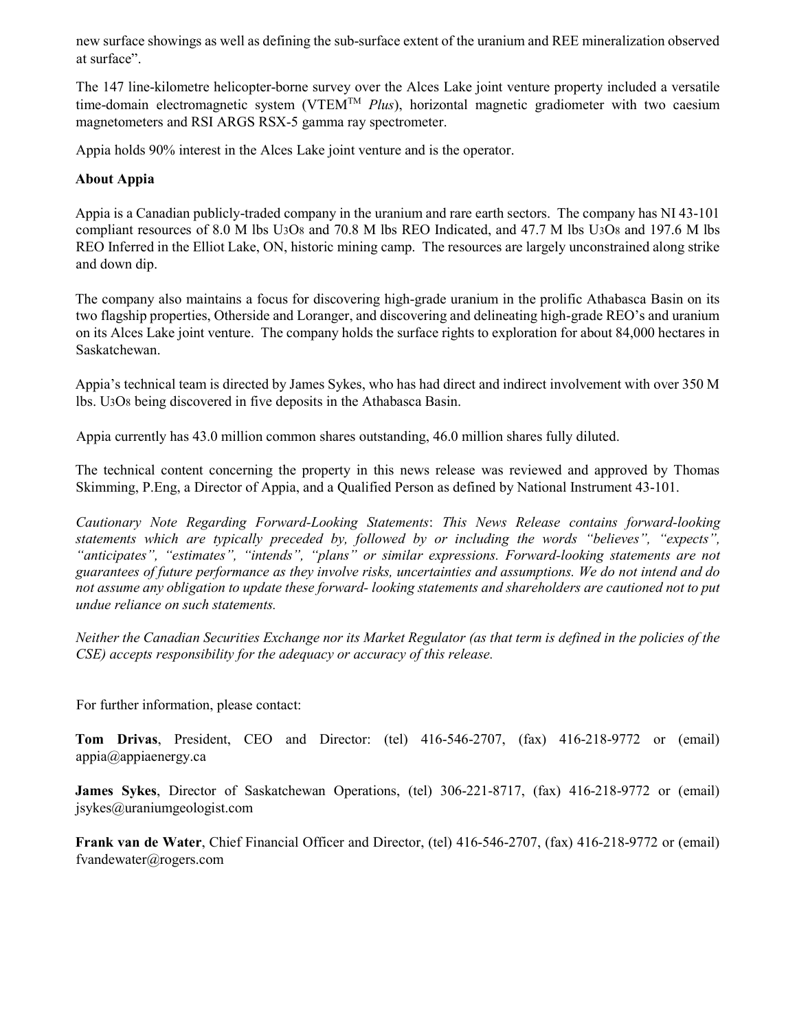new surface showings as well as defining the sub-surface extent of the uranium and REE mineralization observed at surface".

The 147 line-kilometre helicopter-borne survey over the Alces Lake joint venture property included a versatile time-domain electromagnetic system (VTEM[TM] *Plus*), horizontal magnetic gradiometer with two caesium magnetometers and RSI ARGS RSX-5 gamma ray spectrometer.

Appia holds 90% interest in the Alces Lake joint venture and is the operator.

**About Appia**

Appia is a Canadian publicly-traded company in the uranium and rare earth sectors. The company has NI 43-101 compliant resources of 8.0 M lbs $U_3O_8$ and 70.8 M lbs REO Indicated, and 47.7 M lbs $U_3O_8$ and 197.6 M lbs REO Inferred in the Elliot Lake, ON, historic mining camp. The resources are largely unconstrained along strike and down dip.

The company also maintains a focus for discovering high-grade uranium in the prolific Athabasca Basin on its two flagship properties, Otherside and Loranger, and discovering and delineating high-grade REO's and uranium on its Alces Lake joint venture. The company holds the surface rights to exploration for about 84,000 hectares in Saskatchewan.

Appia's technical team is directed by James Sykes, who has had direct and indirect involvement with over 350 M lbs. $U_3O_8$ being discovered in five deposits in the Athabasca Basin.

Appia currently has 43.0 million common shares outstanding, 46.0 million shares fully diluted.

The technical content concerning the property in this news release was reviewed and approved by Thomas Skimming, P.Eng, a Director of Appia, and a Qualified Person as defined by National Instrument 43-101.

*Cautionary Note Regarding Forward-Looking Statements*: *This News Release contains forward-looking statements which are typically preceded by, followed by or including the words "believes", "expects", "anticipates", "estimates", "intends", "plans" or similar expressions. Forward-looking statements are not guarantees of future performance as they involve risks, uncertainties and assumptions. We do not intend and do not assume any obligation to update these forward- looking statements and shareholders are cautioned not to put undue reliance on such statements.*

*Neither the Canadian Securities Exchange nor its Market Regulator (as that term is defined in the policies of the CSE) accepts responsibility for the adequacy or accuracy of this release.*

For further information, please contact:

**Tom Drivas**, President, CEO and Director: (tel) 416-546-2707, (fax) 416-218-9772 or (email) appia@appiaenergy.ca

**James Sykes**, Director of Saskatchewan Operations, (tel) 306-221-8717, (fax) 416-218-9772 or (email) jsykes@uraniumgeologist.com

**Frank van de Water**, Chief Financial Officer and Director, (tel) 416-546-2707, (fax) 416-218-9772 or (email) fvandewater@rogers.com